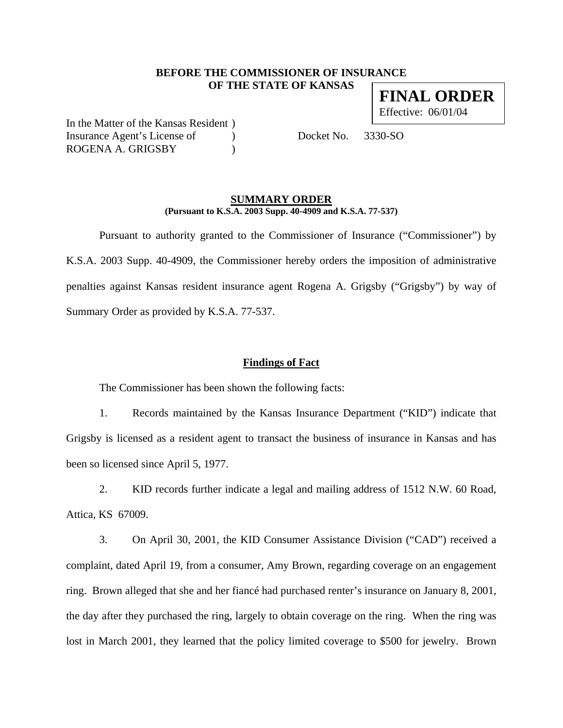**BEFORE THE COMMISSIONER OF INSURANCE**
**OF THE STATE OF KANSAS**

**FINAL ORDER**
Effective: 06/01/04

In the Matter of the Kansas Resident )
Insurance Agent's License of )
ROGENA A. GRIGSBY )

Docket No. 3330-SO

## SUMMARY ORDER

**(Pursuant to K.S.A. 2003 Supp. 40-4909 and K.S.A. 77-537)**

Pursuant to authority granted to the Commissioner of Insurance ("Commissioner") by K.S.A. 2003 Supp. 40-4909, the Commissioner hereby orders the imposition of administrative penalties against Kansas resident insurance agent Rogena A. Grigsby ("Grigsby") by way of Summary Order as provided by K.S.A. 77-537.

## Findings of Fact

The Commissioner has been shown the following facts:

1. Records maintained by the Kansas Insurance Department ("KID") indicate that Grigsby is licensed as a resident agent to transact the business of insurance in Kansas and has been so licensed since April 5, 1977.

2. KID records further indicate a legal and mailing address of 1512 N.W. 60 Road, Attica, KS 67009.

3. On April 30, 2001, the KID Consumer Assistance Division ("CAD") received a complaint, dated April 19, from a consumer, Amy Brown, regarding coverage on an engagement ring. Brown alleged that she and her fiancé had purchased renter's insurance on January 8, 2001, the day after they purchased the ring, largely to obtain coverage on the ring. When the ring was lost in March 2001, they learned that the policy limited coverage to $500 for jewelry. Brown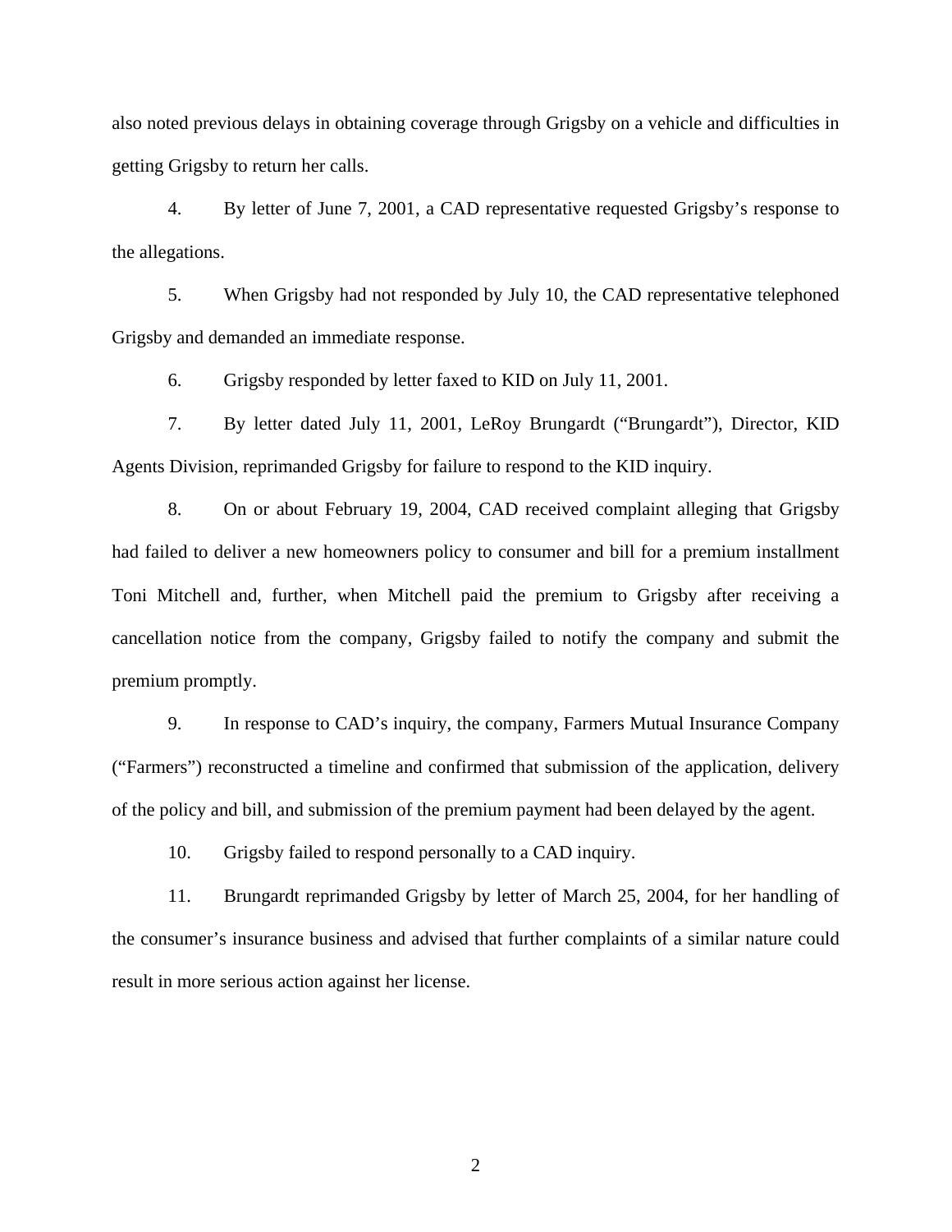also noted previous delays in obtaining coverage through Grigsby on a vehicle and difficulties in getting Grigsby to return her calls.

4. By letter of June 7, 2001, a CAD representative requested Grigsby's response to the allegations.

5. When Grigsby had not responded by July 10, the CAD representative telephoned Grigsby and demanded an immediate response.

6. Grigsby responded by letter faxed to KID on July 11, 2001.

7. By letter dated July 11, 2001, LeRoy Brungardt ("Brungardt"), Director, KID Agents Division, reprimanded Grigsby for failure to respond to the KID inquiry.

8. On or about February 19, 2004, CAD received complaint alleging that Grigsby had failed to deliver a new homeowners policy to consumer and bill for a premium installment Toni Mitchell and, further, when Mitchell paid the premium to Grigsby after receiving a cancellation notice from the company, Grigsby failed to notify the company and submit the premium promptly.

9. In response to CAD's inquiry, the company, Farmers Mutual Insurance Company ("Farmers") reconstructed a timeline and confirmed that submission of the application, delivery of the policy and bill, and submission of the premium payment had been delayed by the agent.

10. Grigsby failed to respond personally to a CAD inquiry.

11. Brungardt reprimanded Grigsby by letter of March 25, 2004, for her handling of the consumer's insurance business and advised that further complaints of a similar nature could result in more serious action against her license.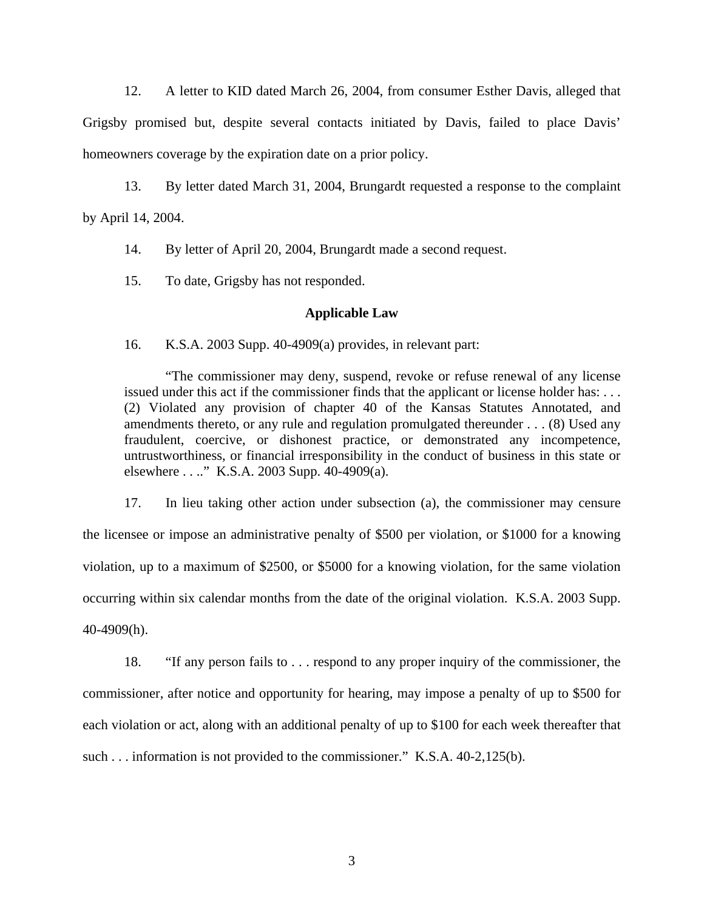12. A letter to KID dated March 26, 2004, from consumer Esther Davis, alleged that Grigsby promised but, despite several contacts initiated by Davis, failed to place Davis' homeowners coverage by the expiration date on a prior policy.

13. By letter dated March 31, 2004, Brungardt requested a response to the complaint by April 14, 2004.

14. By letter of April 20, 2004, Brungardt made a second request.

15. To date, Grigsby has not responded.

**Applicable Law**

16. K.S.A. 2003 Supp. 40-4909(a) provides, in relevant part:

> "The commissioner may deny, suspend, revoke or refuse renewal of any license issued under this act if the commissioner finds that the applicant or license holder has: . . . (2) Violated any provision of chapter 40 of the Kansas Statutes Annotated, and amendments thereto, or any rule and regulation promulgated thereunder . . . (8) Used any fraudulent, coercive, or dishonest practice, or demonstrated any incompetence, untrustworthiness, or financial irresponsibility in the conduct of business in this state or elsewhere . . .." K.S.A. 2003 Supp. 40-4909(a).

17. In lieu taking other action under subsection (a), the commissioner may censure the licensee or impose an administrative penalty of $500 per violation, or $1000 for a knowing violation, up to a maximum of $2500, or $5000 for a knowing violation, for the same violation occurring within six calendar months from the date of the original violation. K.S.A. 2003 Supp. 40-4909(h).

18. "If any person fails to . . . respond to any proper inquiry of the commissioner, the commissioner, after notice and opportunity for hearing, may impose a penalty of up to $500 for each violation or act, along with an additional penalty of up to $100 for each week thereafter that such . . . information is not provided to the commissioner." K.S.A. 40-2,125(b).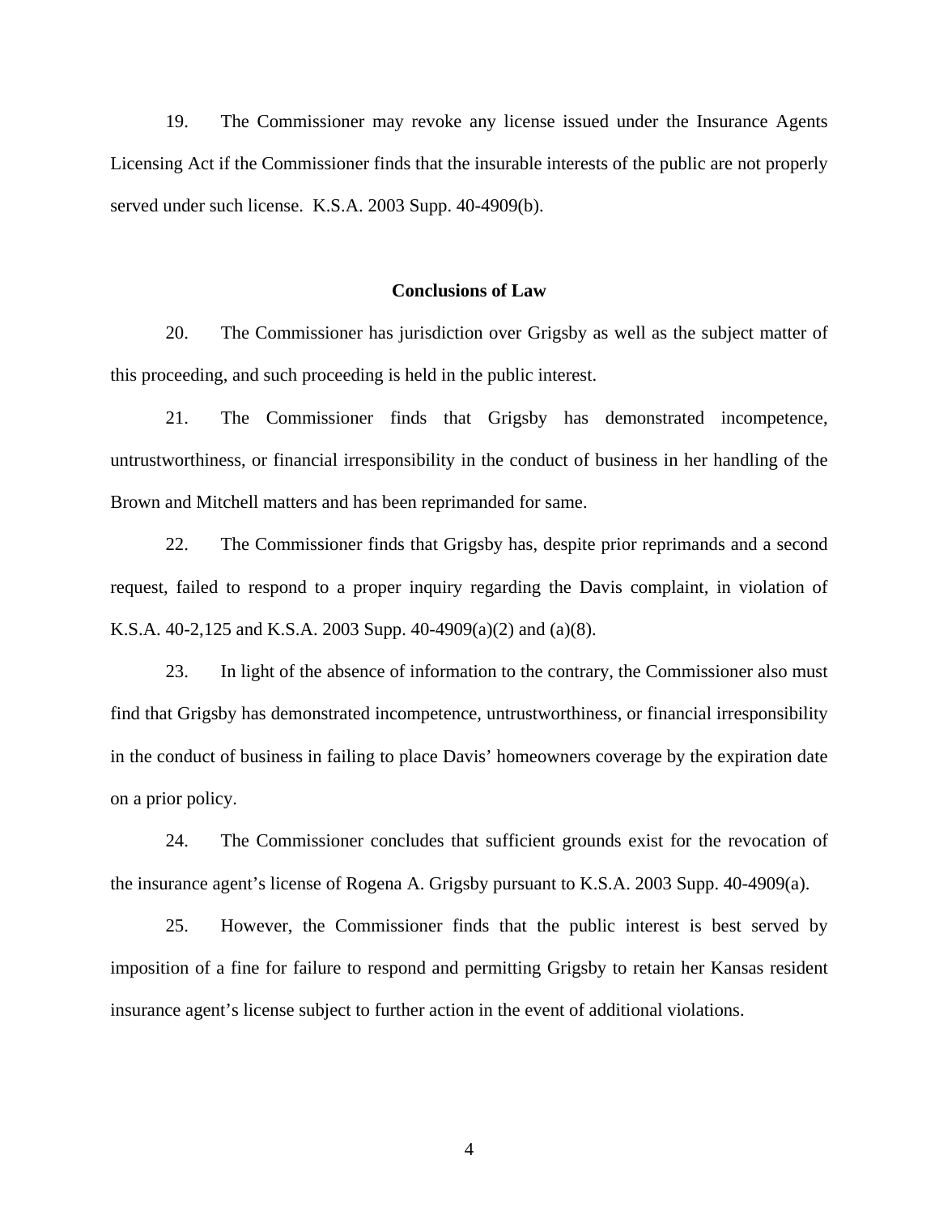19. The Commissioner may revoke any license issued under the Insurance Agents Licensing Act if the Commissioner finds that the insurable interests of the public are not properly served under such license. K.S.A. 2003 Supp. 40-4909(b).

**Conclusions of Law**

20. The Commissioner has jurisdiction over Grigsby as well as the subject matter of this proceeding, and such proceeding is held in the public interest.

21. The Commissioner finds that Grigsby has demonstrated incompetence, untrustworthiness, or financial irresponsibility in the conduct of business in her handling of the Brown and Mitchell matters and has been reprimanded for same.

22. The Commissioner finds that Grigsby has, despite prior reprimands and a second request, failed to respond to a proper inquiry regarding the Davis complaint, in violation of K.S.A. 40-2,125 and K.S.A. 2003 Supp. 40-4909(a)(2) and (a)(8).

23. In light of the absence of information to the contrary, the Commissioner also must find that Grigsby has demonstrated incompetence, untrustworthiness, or financial irresponsibility in the conduct of business in failing to place Davis' homeowners coverage by the expiration date on a prior policy.

24. The Commissioner concludes that sufficient grounds exist for the revocation of the insurance agent's license of Rogena A. Grigsby pursuant to K.S.A. 2003 Supp. 40-4909(a).

25. However, the Commissioner finds that the public interest is best served by imposition of a fine for failure to respond and permitting Grigsby to retain her Kansas resident insurance agent's license subject to further action in the event of additional violations.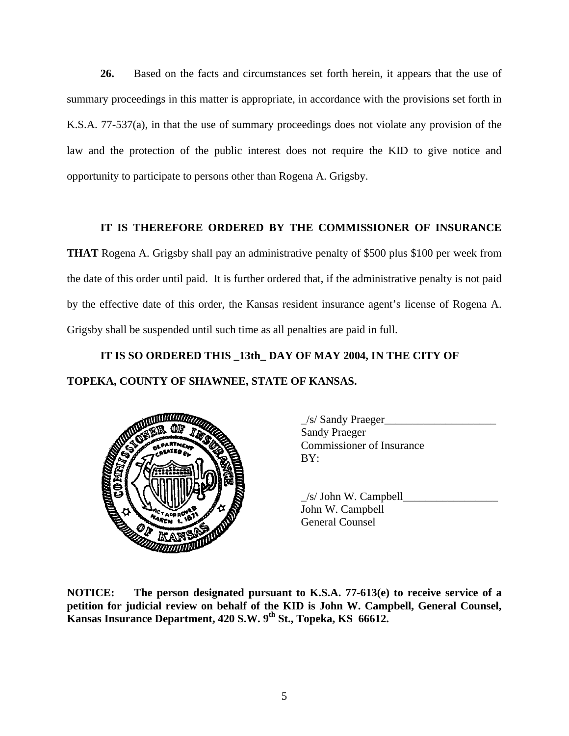**26.** Based on the facts and circumstances set forth herein, it appears that the use of summary proceedings in this matter is appropriate, in accordance with the provisions set forth in K.S.A. 77-537(a), in that the use of summary proceedings does not violate any provision of the law and the protection of the public interest does not require the KID to give notice and opportunity to participate to persons other than Rogena A. Grigsby.

**IT IS THEREFORE ORDERED BY THE COMMISSIONER OF INSURANCE THAT** Rogena A. Grigsby shall pay an administrative penalty of $500 plus $100 per week from the date of this order until paid. It is further ordered that, if the administrative penalty is not paid by the effective date of this order, the Kansas resident insurance agent's license of Rogena A. Grigsby shall be suspended until such time as all penalties are paid in full.

**IT IS SO ORDERED THIS _13th_ DAY OF MAY 2004, IN THE CITY OF TOPEKA, COUNTY OF SHAWNEE, STATE OF KANSAS.**

_/s/ Sandy Praeger____________________
Sandy Praeger
Commissioner of Insurance
BY:

_/s/ John W. Campbell_________________
John W. Campbell
General Counsel

**NOTICE: The person designated pursuant to K.S.A. 77-613(e) to receive service of a petition for judicial review on behalf of the KID is John W. Campbell, General Counsel, Kansas Insurance Department, 420 S.W. 9th St., Topeka, KS 66612.**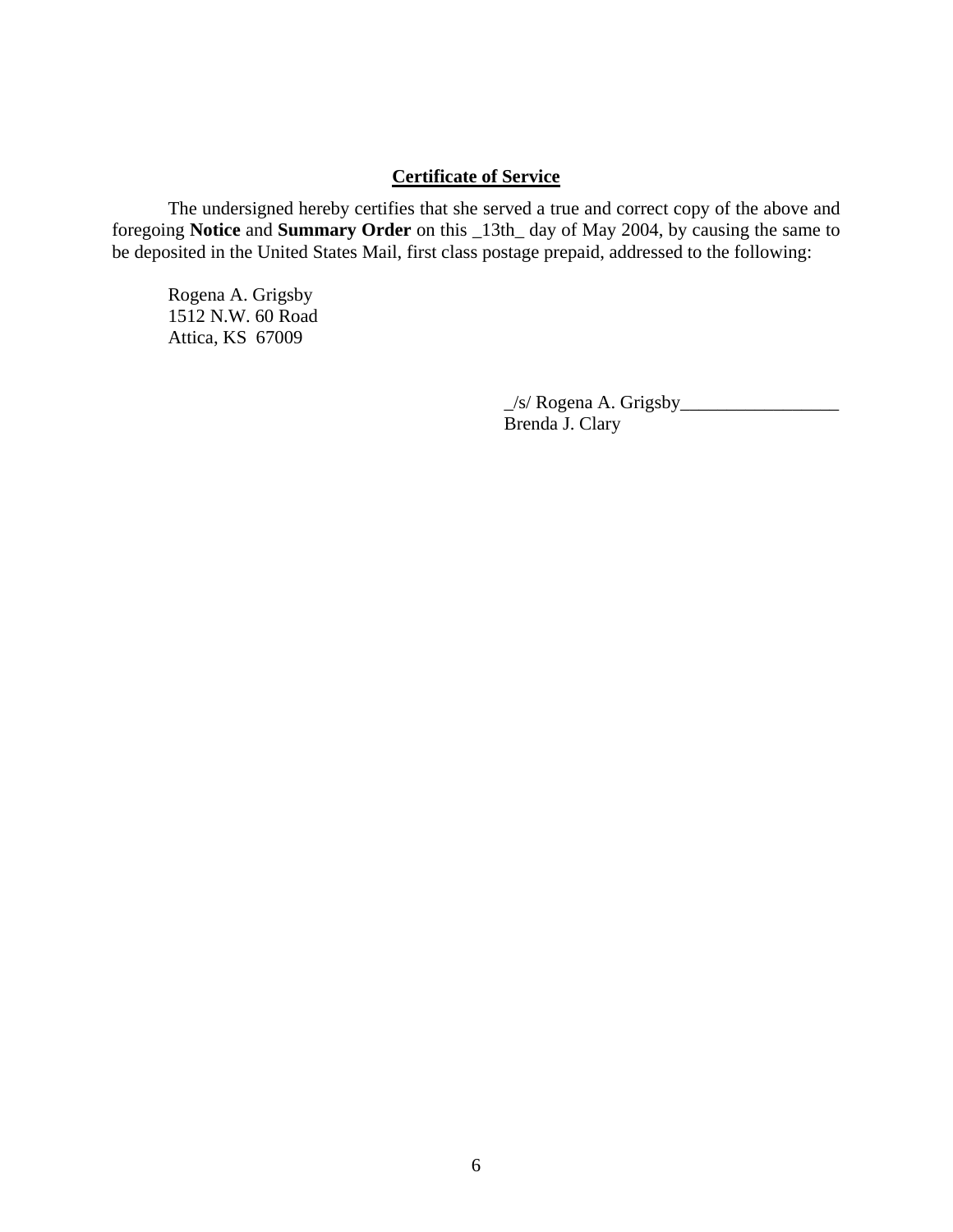**<u>Certificate of Service</u>**

The undersigned hereby certifies that she served a true and correct copy of the above and foregoing **Notice** and **Summary Order** on this _13th_ day of May 2004, by causing the same to be deposited in the United States Mail, first class postage prepaid, addressed to the following:

Rogena A. Grigsby
1512 N.W. 60 Road
Attica, KS  67009

_/s/ Rogena A. Grigsby_________________
Brenda J. Clary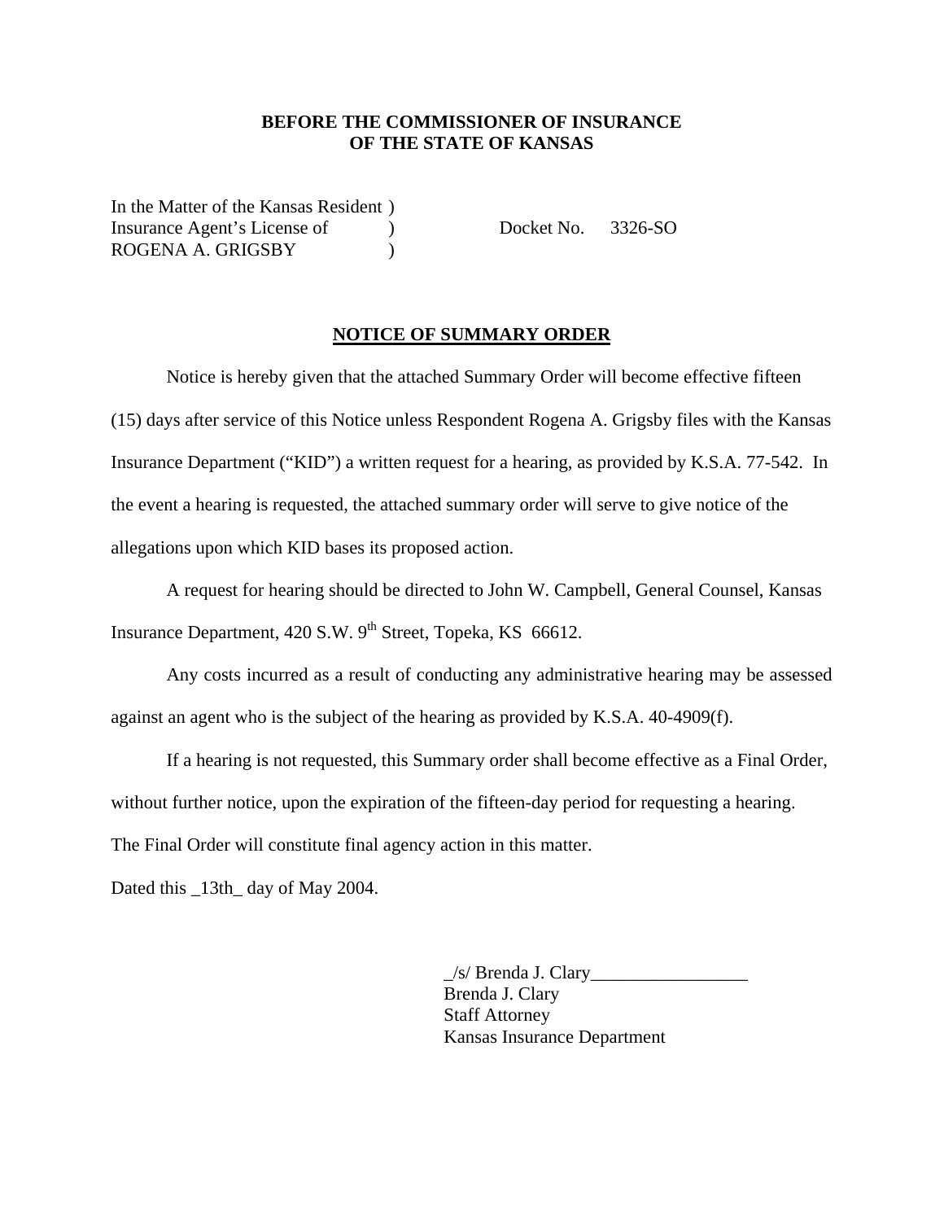**BEFORE THE COMMISSIONER OF INSURANCE**
**OF THE STATE OF KANSAS**

In the Matter of the Kansas Resident )
Insurance Agent's License of )          Docket No. 3326-SO
ROGENA A. GRIGSBY )

## NOTICE OF SUMMARY ORDER

Notice is hereby given that the attached Summary Order will become effective fifteen (15) days after service of this Notice unless Respondent Rogena A. Grigsby files with the Kansas Insurance Department ("KID") a written request for a hearing, as provided by K.S.A. 77-542. In the event a hearing is requested, the attached summary order will serve to give notice of the allegations upon which KID bases its proposed action.

A request for hearing should be directed to John W. Campbell, General Counsel, Kansas Insurance Department, 420 S.W. 9th Street, Topeka, KS 66612.

Any costs incurred as a result of conducting any administrative hearing may be assessed against an agent who is the subject of the hearing as provided by K.S.A. 40-4909(f).

If a hearing is not requested, this Summary order shall become effective as a Final Order, without further notice, upon the expiration of the fifteen-day period for requesting a hearing. The Final Order will constitute final agency action in this matter.

Dated this _13th_ day of May 2004.

_/s/ Brenda J. Clary_________________
Brenda J. Clary
Staff Attorney
Kansas Insurance Department